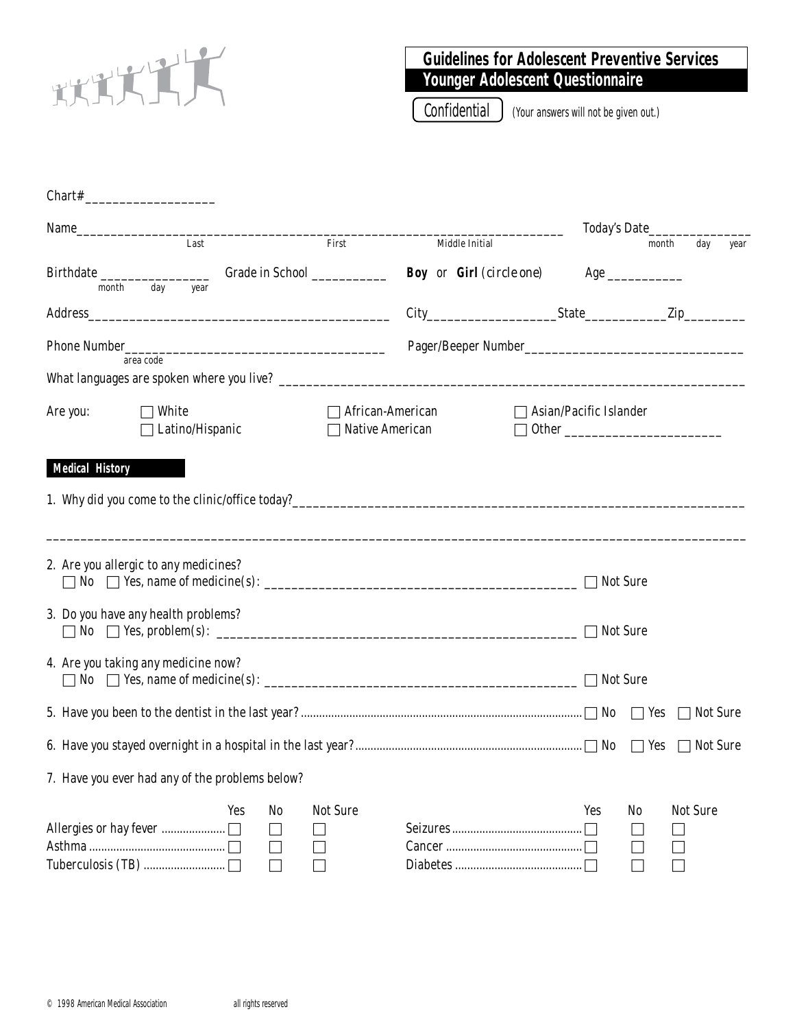# Guidelines for Adolescent Preventive Services

## Younger Adolescent Questionnaire

**Confidential** *(Your answers will not be given out.)*

Chart# ___________________

Name ________________________________________________ (Last / First / Middle Initial)  Today's Date ______________ (month day year)

Birthdate ________________ (month day year)  Grade in School ___________  **Boy** or **Girl** *(circle one)*  Age ___________

Address ____________________________________________  City ___________________ State ____________ Zip _________

Phone Number _____________________________________ (area code)  Pager/Beeper Number ________________________________

What languages are spoken where you live? ____________________________________________________________________

Are you:
- ☐ White
- ☐ Latino/Hispanic
- ☐ African-American
- ☐ Native American
- ☐ Asian/Pacific Islander
- ☐ Other ______________________

### Medical History

1. Why did you come to the clinic/office today? ______________________________________________________________

   ____________________________________________________________________________________________________

2. Are you allergic to any medicines?
   ☐ No ☐ Yes, name of medicine(s): ____________________________________________ ☐ Not Sure

3. Do you have any health problems?
   ☐ No ☐ Yes, problem(s): ____________________________________________________ ☐ Not Sure

4. Are you taking any medicine now?
   ☐ No ☐ Yes, name of medicine(s): ____________________________________________ ☐ Not Sure

5. Have you been to the dentist in the last year? ☐ No ☐ Yes ☐ Not Sure

6. Have you stayed overnight in a hospital in the last year? ☐ No ☐ Yes ☐ Not Sure

7. Have you ever had any of the problems below?

| | Yes | No | Not Sure | | Yes | No | Not Sure |
|---|---|---|---|---|---|---|---|
| Allergies or hay fever | ☐ | ☐ | ☐ | Seizures | ☐ | ☐ | ☐ |
| Asthma | ☐ | ☐ | ☐ | Cancer | ☐ | ☐ | ☐ |
| Tuberculosis (TB) | ☐ | ☐ | ☐ | Diabetes | ☐ | ☐ | ☐ |

© 1998 American Medical Association all rights reserved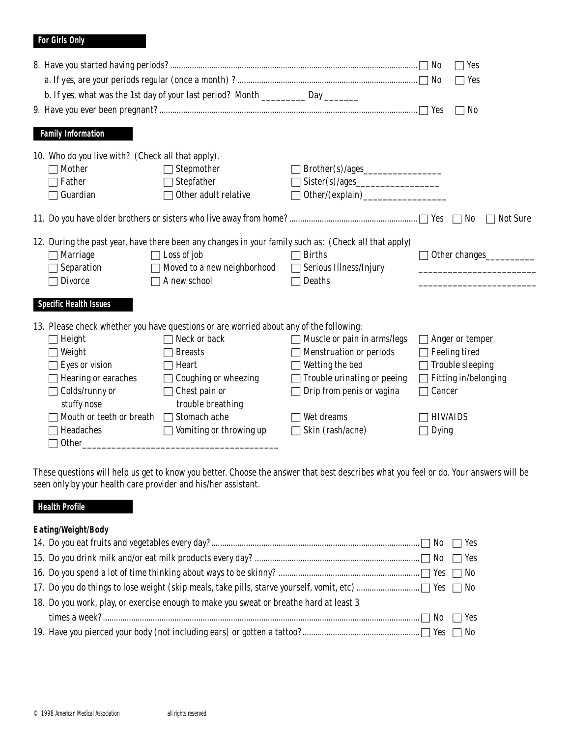## For Girls Only

8. Have you started having periods? ☐ No ☐ Yes
   a. If *yes*, are your periods regular (once a month) ? ☐ No ☐ Yes
   b. If *yes*, what was the 1st day of your last period? Month _________ Day _______
9. Have you ever been pregnant? ☐ Yes ☐ No

## Family Information

10. Who do you live with? (Check all that apply).

| | | |
|---|---|---|
| ☐ Mother | ☐ Stepmother | ☐ Brother(s)/ages________________ |
| ☐ Father | ☐ Stepfather | ☐ Sister(s)/ages_________________ |
| ☐ Guardian | ☐ Other adult relative | ☐ Other/(explain)_________________ |

11. Do you have older brothers or sisters who live away from home? ☐ Yes ☐ No ☐ Not Sure

12. During the past year, have there been any changes in your family such as: (Check all that apply)

| | | | |
|---|---|---|---|
| ☐ Marriage | ☐ Loss of job | ☐ Births | ☐ Other changes__________ |
| ☐ Separation | ☐ Moved to a new neighborhood | ☐ Serious Illness/Injury | ________________________ |
| ☐ Divorce | ☐ A new school | ☐ Deaths | ________________________ |

## Specific Health Issues

13. Please check whether you have questions or are worried about any of the following:

| | | | |
|---|---|---|---|
| ☐ Height | ☐ Neck or back | ☐ Muscle or pain in arms/legs | ☐ Anger or temper |
| ☐ Weight | ☐ Breasts | ☐ Menstruation or periods | ☐ Feeling tired |
| ☐ Eyes or vision | ☐ Heart | ☐ Wetting the bed | ☐ Trouble sleeping |
| ☐ Hearing or earaches | ☐ Coughing or wheezing | ☐ Trouble urinating or peeing | ☐ Fitting in/belonging |
| ☐ Colds/runny or stuffy nose | ☐ Chest pain or trouble breathing | ☐ Drip from penis or vagina | ☐ Cancer |
| ☐ Mouth or teeth or breath | ☐ Stomach ache | ☐ Wet dreams | ☐ HIV/AIDS |
| ☐ Headaches | ☐ Vomiting or throwing up | ☐ Skin (rash/acne) | ☐ Dying |

☐ Other________________________________________

These questions will help us get to know you better. Choose the answer that best describes what you feel or do. Your answers will be seen only by your health care provider and his/her assistant.

## Health Profile

***Eating/Weight/Body***

14. Do you eat fruits and vegetables every day? ☐ No ☐ Yes
15. Do you drink milk and/or eat milk products every day? ☐ No ☐ Yes
16. Do you spend a lot of time thinking about ways to be skinny? ☐ Yes ☐ No
17. Do you do things to lose weight (skip meals, take pills, starve yourself, vomit, etc) ☐ Yes ☐ No
18. Do you work, play, or exercise enough to make you sweat or breathe hard at least 3 times a week? ☐ No ☐ Yes
19. Have you pierced your body (not including ears) or gotten a tattoo? ☐ Yes ☐ No

© 1998 American Medical Association all rights reserved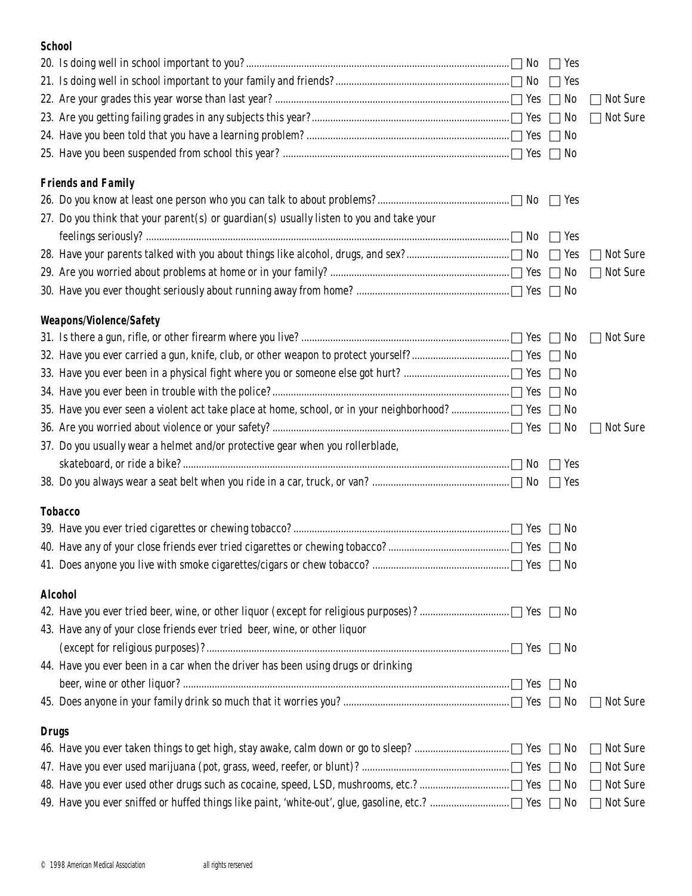**School**

20. Is doing well in school important to you? ☐ No ☐ Yes
21. Is doing well in school important to your family and friends? ☐ No ☐ Yes
22. Are your grades this year worse than last year? ☐ Yes ☐ No ☐ Not Sure
23. Are you getting failing grades in any subjects this year? ☐ Yes ☐ No ☐ Not Sure
24. Have you been told that you have a learning problem? ☐ Yes ☐ No
25. Have you been suspended from school this year? ☐ Yes ☐ No

**Friends and Family**

26. Do you know at least one person who you can talk to about problems? ☐ No ☐ Yes
27. Do you think that your parent(s) or guardian(s) usually listen to you and take your feelings seriously? ☐ No ☐ Yes
28. Have your parents talked with you about things like alcohol, drugs, and sex? ☐ No ☐ Yes ☐ Not Sure
29. Are you worried about problems at home or in your family? ☐ Yes ☐ No ☐ Not Sure
30. Have you ever thought seriously about running away from home? ☐ Yes ☐ No

**Weapons/Violence/Safety**

31. Is there a gun, rifle, or other firearm where you live? ☐ Yes ☐ No ☐ Not Sure
32. Have you ever carried a gun, knife, club, or other weapon to protect yourself? ☐ Yes ☐ No
33. Have you ever been in a physical fight where you or someone else got hurt? ☐ Yes ☐ No
34. Have you ever been in trouble with the police? ☐ Yes ☐ No
35. Have you ever seen a violent act take place at home, school, or in your neighborhood? ☐ Yes ☐ No
36. Are you worried about violence or your safety? ☐ Yes ☐ No ☐ Not Sure
37. Do you usually wear a helmet and/or protective gear when you rollerblade, skateboard, or ride a bike? ☐ No ☐ Yes
38. Do you always wear a seat belt when you ride in a car, truck, or van? ☐ No ☐ Yes

**Tobacco**

39. Have you ever tried cigarettes or chewing tobacco? ☐ Yes ☐ No
40. Have any of your close friends ever tried cigarettes or chewing tobacco? ☐ Yes ☐ No
41. Does anyone you live with smoke cigarettes/cigars or chew tobacco? ☐ Yes ☐ No

**Alcohol**

42. Have you ever tried beer, wine, or other liquor (except for religious purposes)? ☐ Yes ☐ No
43. Have any of your close friends ever tried beer, wine, or other liquor (except for religious purposes)? ☐ Yes ☐ No
44. Have you ever been in a car when the driver has been using drugs or drinking beer, wine or other liquor? ☐ Yes ☐ No
45. Does anyone in your family drink so much that it worries you? ☐ Yes ☐ No ☐ Not Sure

**Drugs**

46. Have you ever taken things to get high, stay awake, calm down or go to sleep? ☐ Yes ☐ No ☐ Not Sure
47. Have you ever used marijuana (pot, grass, weed, reefer, or blunt)? ☐ Yes ☐ No ☐ Not Sure
48. Have you ever used other drugs such as cocaine, speed, LSD, mushrooms, etc.? ☐ Yes ☐ No ☐ Not Sure
49. Have you ever sniffed or huffed things like paint, 'white-out', glue, gasoline, etc.? ☐ Yes ☐ No ☐ Not Sure

© 1998 American Medical Association all rights rerserved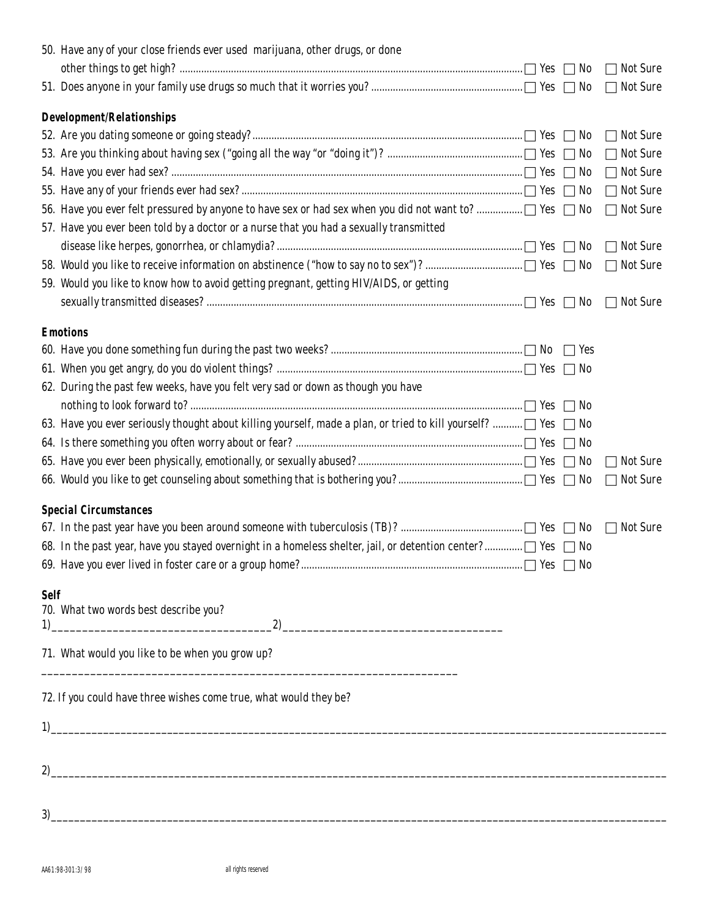50. Have any of your close friends ever used marijuana, other drugs, or done other things to get high? ☐ Yes ☐ No ☐ Not Sure

51. Does anyone in your family use drugs so much that it worries you? ☐ Yes ☐ No ☐ Not Sure

**Development/Relationships**

52. Are you dating someone or going steady? ☐ Yes ☐ No ☐ Not Sure

53. Are you thinking about having sex ("going all the way "or "doing it")? ☐ Yes ☐ No ☐ Not Sure

54. Have you ever had sex? ☐ Yes ☐ No ☐ Not Sure

55. Have any of your friends ever had sex? ☐ Yes ☐ No ☐ Not Sure

56. Have you ever felt pressured by anyone to have sex or had sex when you did not want to? ☐ Yes ☐ No ☐ Not Sure

57. Have you ever been told by a doctor or a nurse that you had a sexually transmitted disease like herpes, gonorrhea, or chlamydia? ☐ Yes ☐ No ☐ Not Sure

58. Would you like to receive information on abstinence ("how to say no to sex")? ☐ Yes ☐ No ☐ Not Sure

59. Would you like to know how to avoid getting pregnant, getting HIV/AIDS, or getting sexually transmitted diseases? ☐ Yes ☐ No ☐ Not Sure

**Emotions**

60. Have you done something fun during the past two weeks? ☐ No ☐ Yes

61. When you get angry, do you do violent things? ☐ Yes ☐ No

62. During the past few weeks, have you felt very sad or down as though you have nothing to look forward to? ☐ Yes ☐ No

63. Have you ever seriously thought about killing yourself, made a plan, or tried to kill yourself? ☐ Yes ☐ No

64. Is there something you often worry about or fear? ☐ Yes ☐ No

65. Have you ever been physically, emotionally, or sexually abused? ☐ Yes ☐ No ☐ Not Sure

66. Would you like to get counseling about something that is bothering you? ☐ Yes ☐ No ☐ Not Sure

**Special Circumstances**

67. In the past year have you been around someone with tuberculosis (TB)? ☐ Yes ☐ No ☐ Not Sure

68. In the past year, have you stayed overnight in a homeless shelter, jail, or detention center? ☐ Yes ☐ No

69. Have you ever lived in foster care or a group home? ☐ Yes ☐ No

**Self**

70. What two words best describe you?

1)___________________________________ 2)___________________________________

71. What would you like to be when you grow up?

_____________________________________________________________________

72. If you could have three wishes come true, what would they be?

1)_____________________________________________________________________________________________________________

2)_____________________________________________________________________________________________________________

3)_____________________________________________________________________________________________________________

AA61:98-301:3/98 all rights reserved